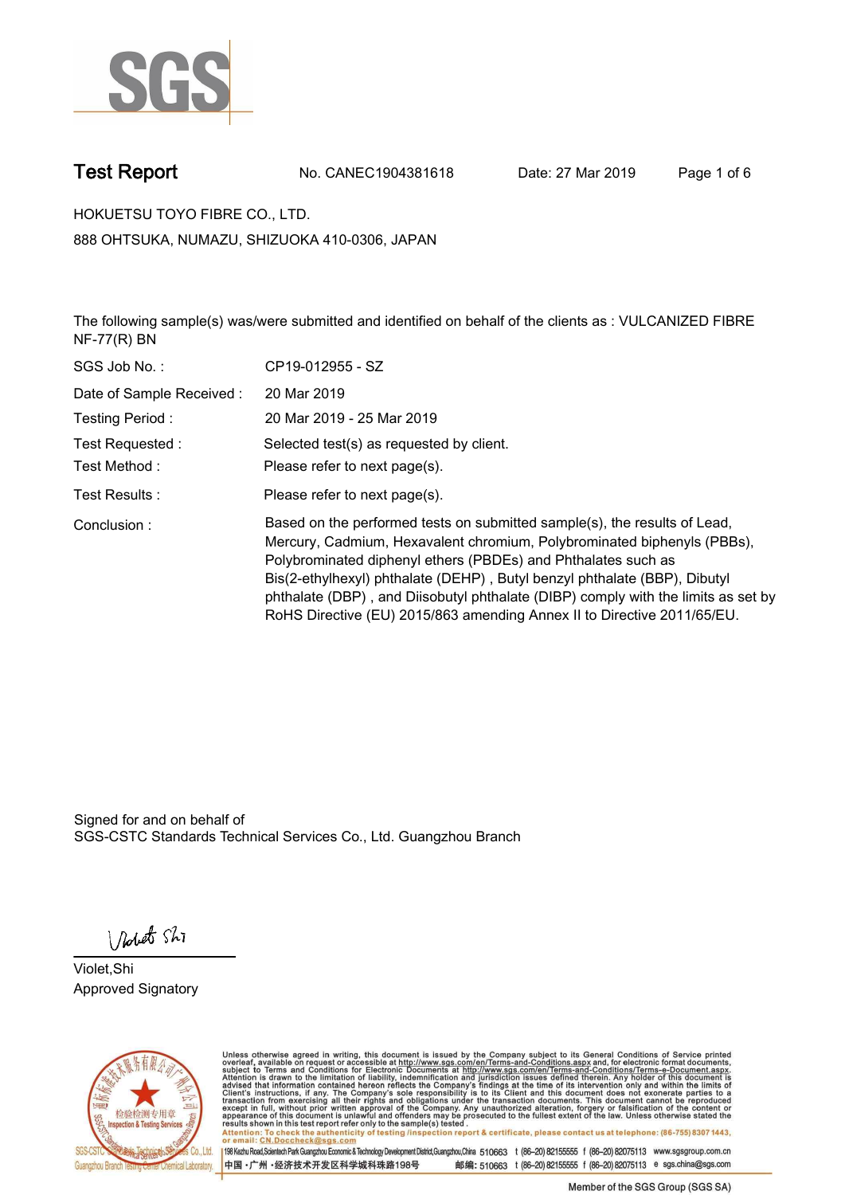# Test Report

No. CANEC1904381618 Date: 27 Mar 2019

HOKUETSU TOYO FIBRE CO., LTD.

888 OHTSUKA, NUMAZU, SHIZUOKA 410-0306, JAPAN

The following sample(s) was/were submitted and identified on behalf of the clients as : VULCANIZED FIBRE NF-77(R) BN

| | |
|---|---|
| SGS Job No. : | CP19-012955 - SZ |
| Date of Sample Received : | 20 Mar 2019 |
| Testing Period : | 20 Mar 2019 - 25 Mar 2019 |
| Test Requested : | Selected test(s) as requested by client. |
| Test Method : | Please refer to next page(s). |
| Test Results : | Please refer to next page(s). |
| Conclusion : | Based on the performed tests on submitted sample(s), the results of Lead, Mercury, Cadmium, Hexavalent chromium, Polybrominated biphenyls (PBBs), Polybrominated diphenyl ethers (PBDEs) and Phthalates such as Bis(2-ethylhexyl) phthalate (DEHP) , Butyl benzyl phthalate (BBP), Dibutyl phthalate (DBP) , and Diisobutyl phthalate (DIBP) comply with the limits as set by RoHS Directive (EU) 2015/863 amending Annex II to Directive 2011/65/EU. |

Signed for and on behalf of
SGS-CSTC Standards Technical Services Co., Ltd. Guangzhou Branch

Violet,Shi
Approved Signatory

Unless otherwise agreed in writing, this document is issued by the Company subject to its General Conditions of Service printed overleaf, available on request or accessible at http://www.sgs.com/en/Terms-and-Conditions.aspx and, for electronic format documents, subject to Terms and Conditions for Electronic Documents at http://www.sgs.com/en/Terms-and-Conditions/Terms-e-Document.aspx. Attention is drawn to the limitation of liability, indemnification and jurisdiction issues defined therein. Any holder of this document is advised that information contained hereon reflects the Company's findings at the time of its intervention only and within the limits of Client's instructions, if any. The Company's sole responsibility is to its Client and this document does not exonerate parties to a transaction from exercising all their rights and obligations under the transaction documents. This document cannot be reproduced except in full, without prior written approval of the Company. Any unauthorized alteration, forgery or falsification of the content or appearance of this document is unlawful and offenders may be prosecuted to the fullest extent of the law. Unless otherwise stated the results shown in this test report refer only to the sample(s) tested .

Attention: To check the authenticity of testing /inspection report & certificate, please contact us at telephone: (86-755) 8307 1443, or email: CN.Doccheck@sgs.com

198 Kezhu Road,Scientech Park Guangzhou Economic & Technology Development District,Guangzhou,China 510663 t (86-20) 82155555 f (86-20) 82075113 www.sgsgroup.com.cn

中国·广州·经济技术开发区科学城科珠路198号 邮编: 510663 t (86-20) 82155555 f (86-20) 82075113 e sgs.china@sgs.com

Member of the SGS Group (SGS SA)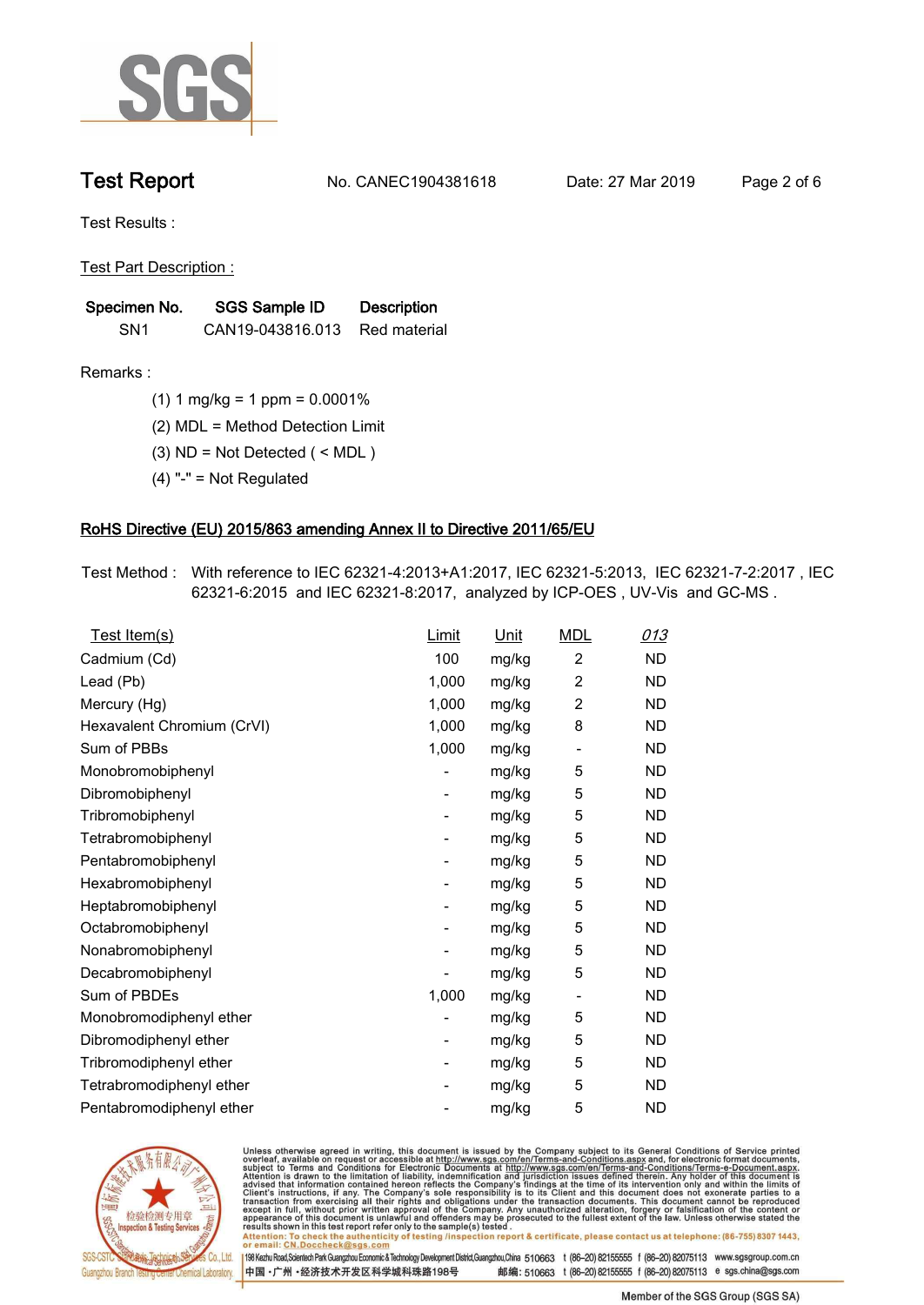# Test Report

No. CANEC1904381618 Date: 27 Mar 2019

Test Results :

Test Part Description :

| Specimen No. | SGS Sample ID | Description |
|---|---|---|
| SN1 | CAN19-043816.013 | Red material |

Remarks :

(1) 1 mg/kg = 1 ppm = 0.0001%

(2) MDL = Method Detection Limit

(3) ND = Not Detected ( < MDL )

(4) "-" = Not Regulated

## RoHS Directive (EU) 2015/863 amending Annex II to Directive 2011/65/EU

Test Method : With reference to IEC 62321-4:2013+A1:2017, IEC 62321-5:2013, IEC 62321-7-2:2017 , IEC 62321-6:2015 and IEC 62321-8:2017, analyzed by ICP-OES , UV-Vis and GC-MS .

| Test Item(s) | Limit | Unit | MDL | 013 |
|---|---|---|---|---|
| Cadmium (Cd) | 100 | mg/kg | 2 | ND |
| Lead (Pb) | 1,000 | mg/kg | 2 | ND |
| Mercury (Hg) | 1,000 | mg/kg | 2 | ND |
| Hexavalent Chromium (CrVI) | 1,000 | mg/kg | 8 | ND |
| Sum of PBBs | 1,000 | mg/kg | - | ND |
| Monobromobiphenyl | - | mg/kg | 5 | ND |
| Dibromobiphenyl | - | mg/kg | 5 | ND |
| Tribromobiphenyl | - | mg/kg | 5 | ND |
| Tetrabromobiphenyl | - | mg/kg | 5 | ND |
| Pentabromobiphenyl | - | mg/kg | 5 | ND |
| Hexabromobiphenyl | - | mg/kg | 5 | ND |
| Heptabromobiphenyl | - | mg/kg | 5 | ND |
| Octabromobiphenyl | - | mg/kg | 5 | ND |
| Nonabromobiphenyl | - | mg/kg | 5 | ND |
| Decabromobiphenyl | - | mg/kg | 5 | ND |
| Sum of PBDEs | 1,000 | mg/kg | - | ND |
| Monobromodiphenyl ether | - | mg/kg | 5 | ND |
| Dibromodiphenyl ether | - | mg/kg | 5 | ND |
| Tribromodiphenyl ether | - | mg/kg | 5 | ND |
| Tetrabromodiphenyl ether | - | mg/kg | 5 | ND |
| Pentabromodiphenyl ether | - | mg/kg | 5 | ND |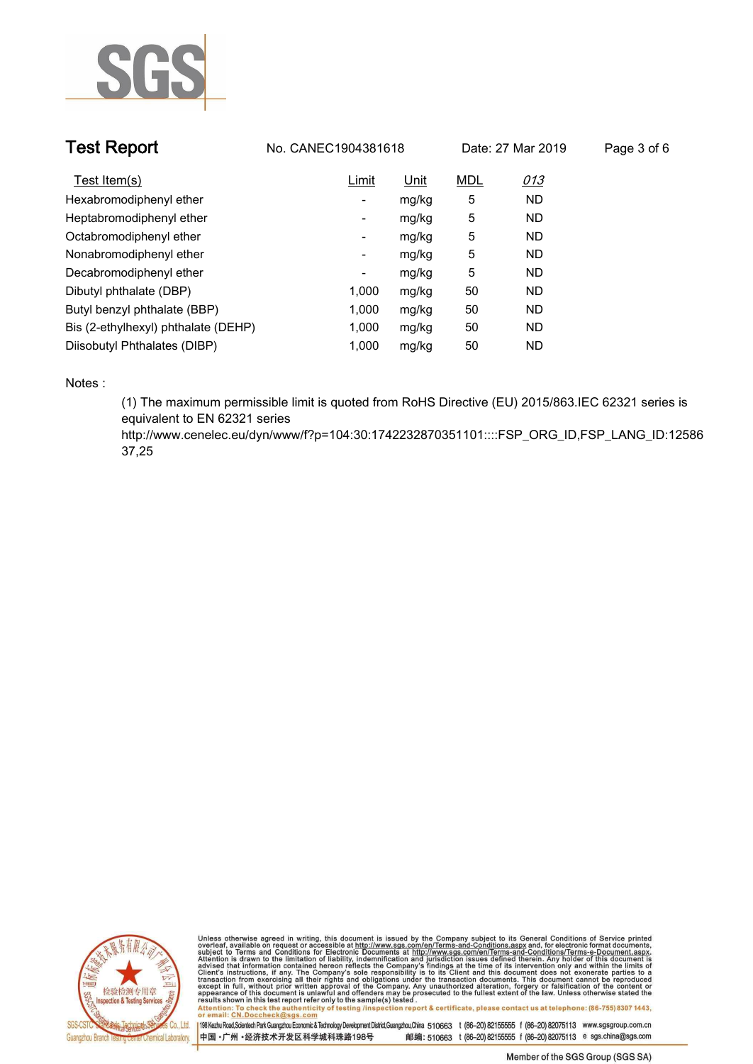| Test Item(s) | Limit | Unit | MDL | 013 |
|---|---|---|---|---|
| Hexabromodiphenyl ether | - | mg/kg | 5 | ND |
| Heptabromodiphenyl ether | - | mg/kg | 5 | ND |
| Octabromodiphenyl ether | - | mg/kg | 5 | ND |
| Nonabromodiphenyl ether | - | mg/kg | 5 | ND |
| Decabromodiphenyl ether | - | mg/kg | 5 | ND |
| Dibutyl phthalate (DBP) | 1,000 | mg/kg | 50 | ND |
| Butyl benzyl phthalate (BBP) | 1,000 | mg/kg | 50 | ND |
| Bis (2-ethylhexyl) phthalate (DEHP) | 1,000 | mg/kg | 50 | ND |
| Diisobutyl Phthalates (DIBP) | 1,000 | mg/kg | 50 | ND |

Notes :

(1) The maximum permissible limit is quoted from RoHS Directive (EU) 2015/863.IEC 62321 series is equivalent to EN 62321 series
http://www.cenelec.eu/dyn/www/f?p=104:30:1742232870351101::::FSP_ORG_ID,FSP_LANG_ID:1258637,25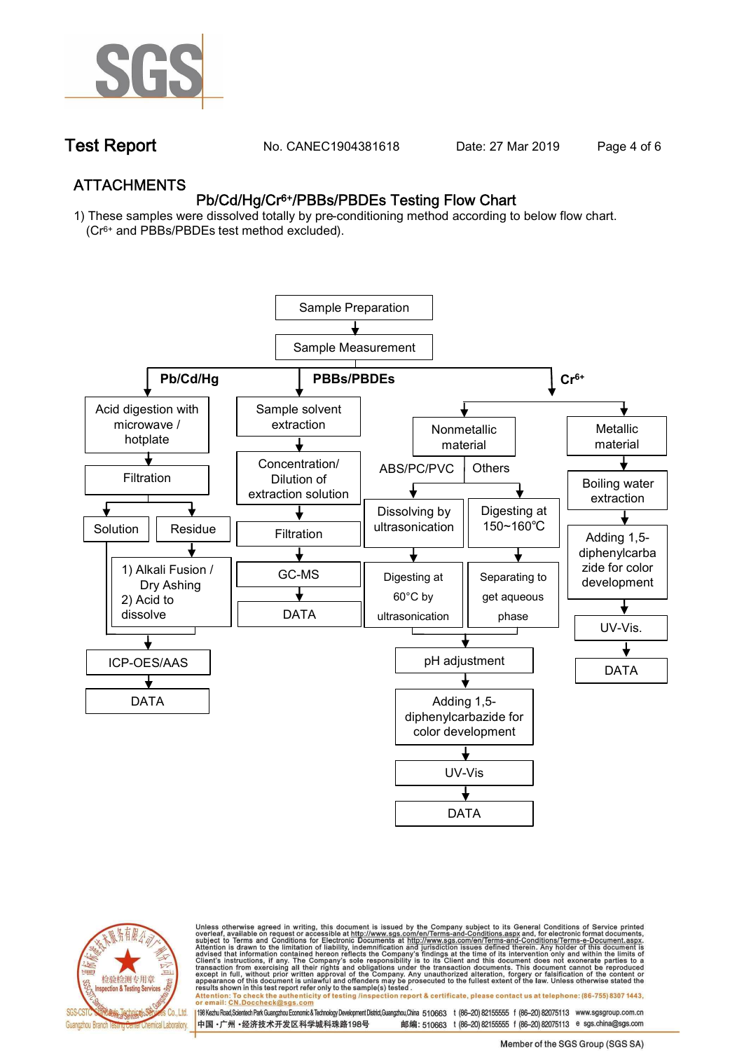# ATTACHMENTS

## Pb/Cd/Hg/$Cr^{6+}$/PBBs/PBDEs Testing Flow Chart

1) These samples were dissolved totally by pre-conditioning method according to below flow chart. ($Cr^{6+}$ and PBBs/PBDEs test method excluded).

Sample Preparation → Sample Measurement

**Pb/Cd/Hg**

- Acid digestion with microwave / hotplate
- Filtration
- Solution / Residue
  - Residue → 1) Alkali Fusion / Dry Ashing 2) Acid to dissolve
- ICP-OES/AAS
- DATA

**PBBs/PBDEs**

- Sample solvent extraction
- Concentration/ Dilution of extraction solution
- Filtration
- GC-MS
- DATA

**$Cr^{6+}$**

- Nonmetallic material
  - ABS/PC/PVC → Dissolving by ultrasonication → Digesting at 60°C by ultrasonication
  - Others → Digesting at 150~160°C → Separating to get aqueous phase
  - pH adjustment
  - Adding 1,5-diphenylcarbazide for color development
  - UV-Vis
  - DATA
- Metallic material
  - Boiling water extraction
  - Adding 1,5-diphenylcarbazide for color development
  - UV-Vis.
  - DATA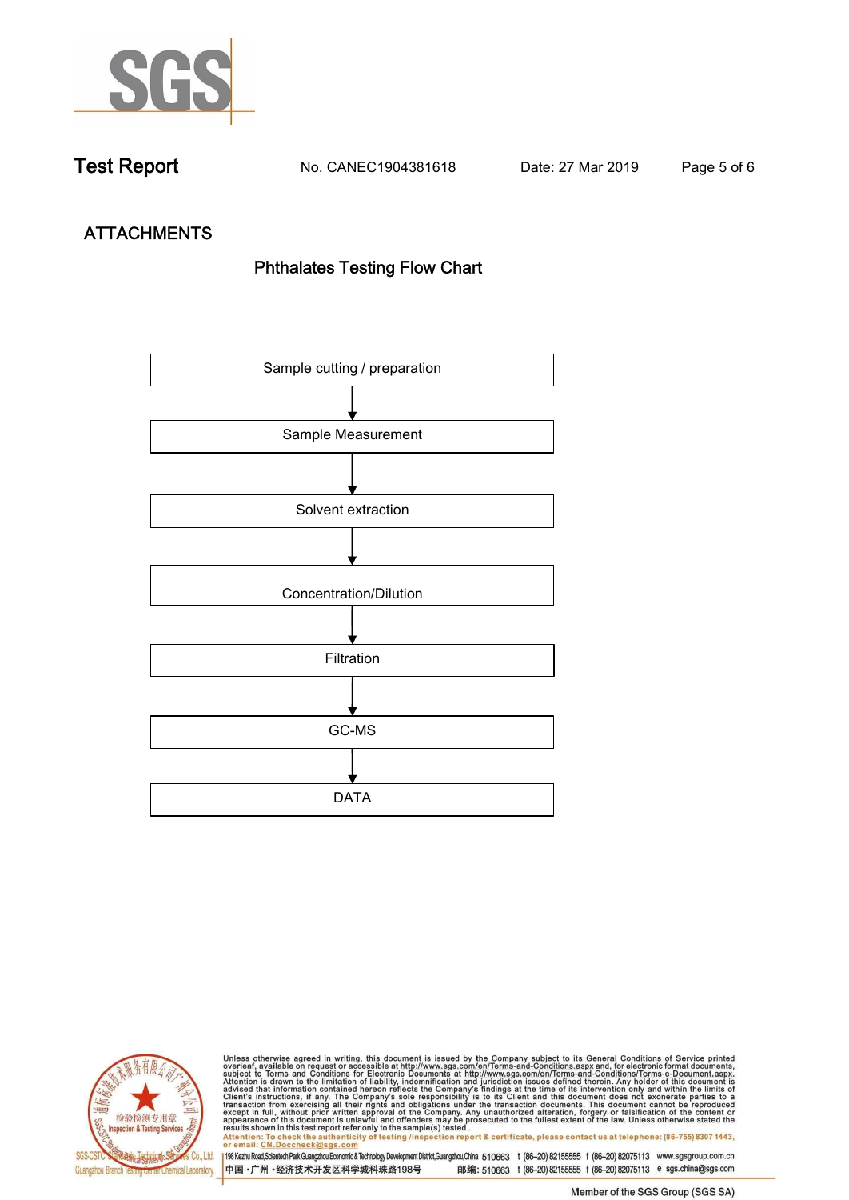## ATTACHMENTS

### Phthalates Testing Flow Chart

Sample cutting / preparation

↓

Sample Measurement

↓

Solvent extraction

↓

Concentration/Dilution

↓

Filtration

↓

GC-MS

↓

DATA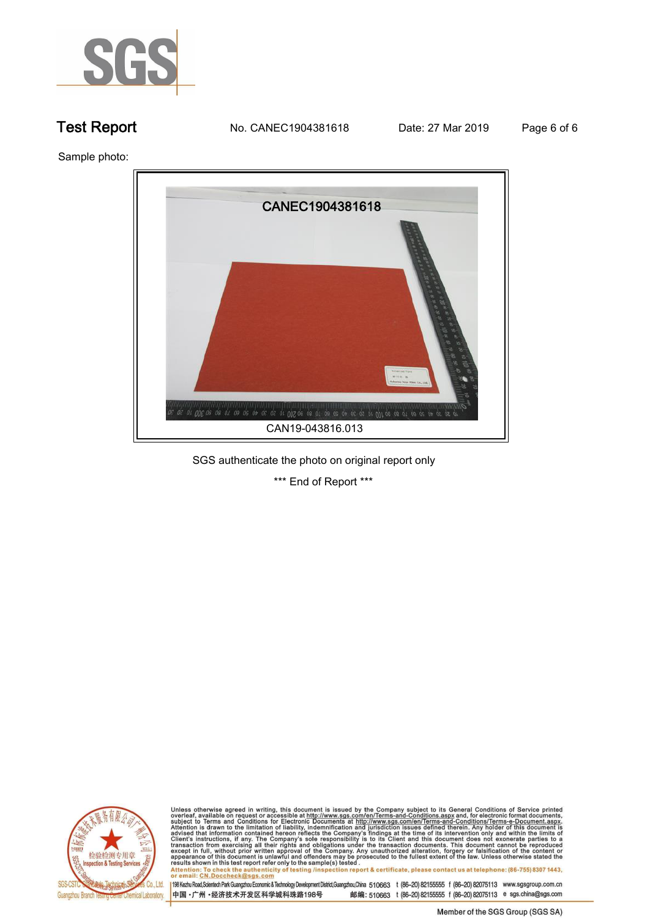# Test Report

No. CANEC1904381618 Date: 27 Mar 2019

Sample photo:

CANEC1904381618

CAN19-043816.013

SGS authenticate the photo on original report only

\*\*\* End of Report \*\*\*

Unless otherwise agreed in writing, this document is issued by the Company subject to its General Conditions of Service printed overleaf, available on request or accessible at http://www.sgs.com/en/Terms-and-Conditions.aspx and, for electronic format documents, subject to Terms and Conditions for Electronic Documents at http://www.sgs.com/en/Terms-and-Conditions/Terms-e-Document.aspx. Attention is drawn to the limitation of liability, indemnification and jurisdiction issues defined therein. Any holder of this document is advised that information contained hereon reflects the Company's findings at the time of its intervention only and within the limits of Client's instructions, if any. The Company's sole responsibility is to its Client and this document does not exonerate parties to a transaction from exercising all their rights and obligations under the transaction documents. This document cannot be reproduced except in full, without prior written approval of the Company. Any unauthorized alteration, forgery or falsification of the content or appearance of this document is unlawful and offenders may be prosecuted to the fullest extent of the law. Unless otherwise stated the results shown in this test report refer only to the sample(s) tested.

Attention: To check the authenticity of testing /inspection report & certificate, please contact us at telephone: (86-755) 8307 1443, or email: CN.Doccheck@sgs.com

SGS-CSTC Standards Technical Services Co., Ltd. Guangzhou Branch Testing Center Chemical Laboratory.

198 Kezhu Road,Scientech Park Guangzhou Economic & Technology Development District,Guangzhou,China 510663 t (86-20) 82155555 f (86-20) 82075113 www.sgsgroup.com.cn

中国・广州・经济技术开发区科学城科珠路198号 邮编: 510663 t (86-20) 82155555 f (86-20) 82075113 e sgs.china@sgs.com

Member of the SGS Group (SGS SA)